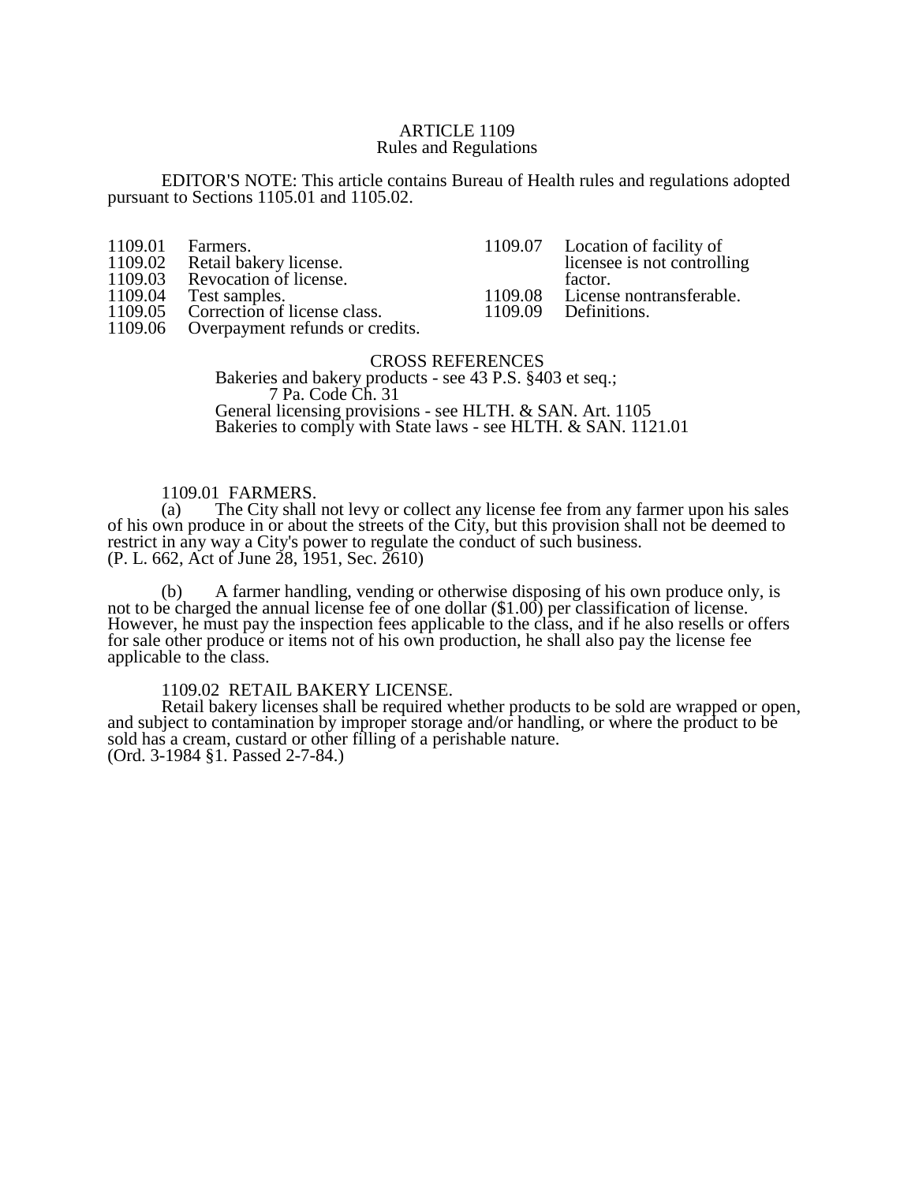# ARTICLE 1109
## Rules and Regulations

EDITOR'S NOTE: This article contains Bureau of Health rules and regulations adopted pursuant to Sections 1105.01 and 1105.02.

1109.01 Farmers.
1109.02 Retail bakery license.
1109.03 Revocation of license.
1109.04 Test samples.
1109.05 Correction of license class.
1109.06 Overpayment refunds or credits.
1109.07 Location of facility of licensee is not controlling factor.
1109.08 License nontransferable.
1109.09 Definitions.

CROSS REFERENCES

Bakeries and bakery products - see 43 P.S. §403 et seq.; 7 Pa. Code Ch. 31

General licensing provisions - see HLTH. & SAN. Art. 1105

Bakeries to comply with State laws - see HLTH. & SAN. 1121.01

### 1109.01 FARMERS.

(a) The City shall not levy or collect any license fee from any farmer upon his sales of his own produce in or about the streets of the City, but this provision shall not be deemed to restrict in any way a City's power to regulate the conduct of such business.
(P. L. 662, Act of June 28, 1951, Sec. 2610)

(b) A farmer handling, vending or otherwise disposing of his own produce only, is not to be charged the annual license fee of one dollar ($1.00) per classification of license. However, he must pay the inspection fees applicable to the class, and if he also resells or offers for sale other produce or items not of his own production, he shall also pay the license fee applicable to the class.

### 1109.02 RETAIL BAKERY LICENSE.

Retail bakery licenses shall be required whether products to be sold are wrapped or open, and subject to contamination by improper storage and/or handling, or where the product to be sold has a cream, custard or other filling of a perishable nature.
(Ord. 3-1984 §1. Passed 2-7-84.)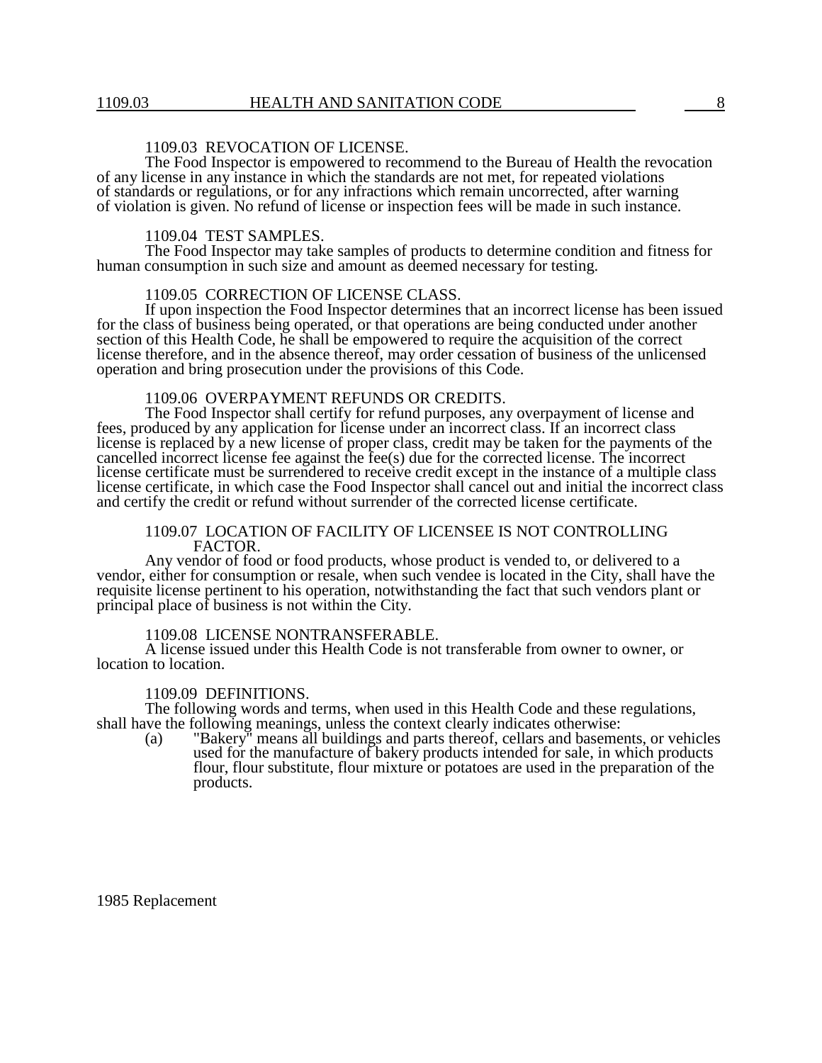### 1109.03 REVOCATION OF LICENSE.

The Food Inspector is empowered to recommend to the Bureau of Health the revocation of any license in any instance in which the standards are not met, for repeated violations of standards or regulations, or for any infractions which remain uncorrected, after warning of violation is given. No refund of license or inspection fees will be made in such instance.

### 1109.04 TEST SAMPLES.

The Food Inspector may take samples of products to determine condition and fitness for human consumption in such size and amount as deemed necessary for testing.

### 1109.05 CORRECTION OF LICENSE CLASS.

If upon inspection the Food Inspector determines that an incorrect license has been issued for the class of business being operated, or that operations are being conducted under another section of this Health Code, he shall be empowered to require the acquisition of the correct license therefore, and in the absence thereof, may order cessation of business of the unlicensed operation and bring prosecution under the provisions of this Code.

### 1109.06 OVERPAYMENT REFUNDS OR CREDITS.

The Food Inspector shall certify for refund purposes, any overpayment of license and fees, produced by any application for license under an incorrect class. If an incorrect class license is replaced by a new license of proper class, credit may be taken for the payments of the cancelled incorrect license fee against the fee(s) due for the corrected license. The incorrect license certificate must be surrendered to receive credit except in the instance of a multiple class license certificate, in which case the Food Inspector shall cancel out and initial the incorrect class and certify the credit or refund without surrender of the corrected license certificate.

### 1109.07 LOCATION OF FACILITY OF LICENSEE IS NOT CONTROLLING FACTOR.

Any vendor of food or food products, whose product is vended to, or delivered to a vendor, either for consumption or resale, when such vendee is located in the City, shall have the requisite license pertinent to his operation, notwithstanding the fact that such vendors plant or principal place of business is not within the City.

### 1109.08 LICENSE NONTRANSFERABLE.

A license issued under this Health Code is not transferable from owner to owner, or location to location.

### 1109.09 DEFINITIONS.

The following words and terms, when used in this Health Code and these regulations, shall have the following meanings, unless the context clearly indicates otherwise:

(a) "Bakery" means all buildings and parts thereof, cellars and basements, or vehicles used for the manufacture of bakery products intended for sale, in which products flour, flour substitute, flour mixture or potatoes are used in the preparation of the products.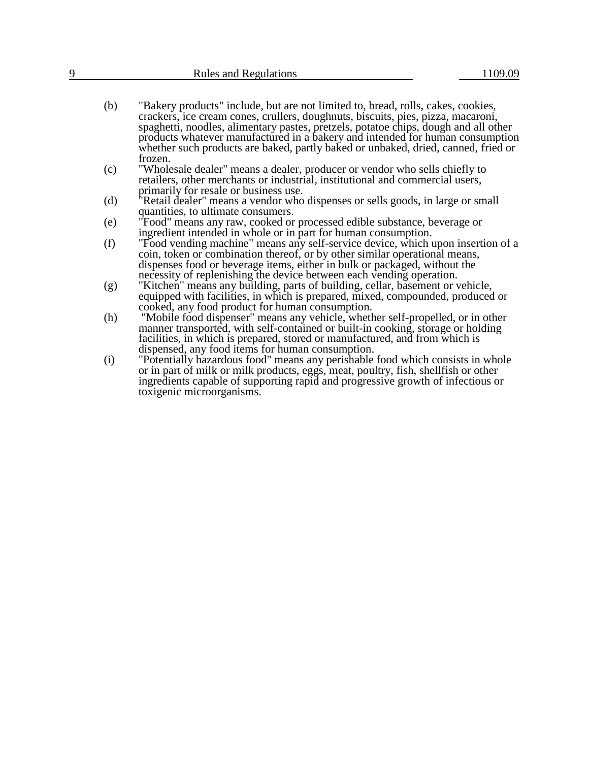(b) "Bakery products" include, but are not limited to, bread, rolls, cakes, cookies, crackers, ice cream cones, crullers, doughnuts, biscuits, pies, pizza, macaroni, spaghetti, noodles, alimentary pastes, pretzels, potatoe chips, dough and all other products whatever manufactured in a bakery and intended for human consumption whether such products are baked, partly baked or unbaked, dried, canned, fried or frozen.

(c) "Wholesale dealer" means a dealer, producer or vendor who sells chiefly to retailers, other merchants or industrial, institutional and commercial users, primarily for resale or business use.

(d) "Retail dealer" means a vendor who dispenses or sells goods, in large or small quantities, to ultimate consumers.

(e) "Food" means any raw, cooked or processed edible substance, beverage or ingredient intended in whole or in part for human consumption.

(f) "Food vending machine" means any self-service device, which upon insertion of a coin, token or combination thereof, or by other similar operational means, dispenses food or beverage items, either in bulk or packaged, without the necessity of replenishing the device between each vending operation.

(g) "Kitchen" means any building, parts of building, cellar, basement or vehicle, equipped with facilities, in which is prepared, mixed, compounded, produced or cooked, any food product for human consumption.

(h) "Mobile food dispenser" means any vehicle, whether self-propelled, or in other manner transported, with self-contained or built-in cooking, storage or holding facilities, in which is prepared, stored or manufactured, and from which is dispensed, any food items for human consumption.

(i) "Potentially hazardous food" means any perishable food which consists in whole or in part of milk or milk products, eggs, meat, poultry, fish, shellfish or other ingredients capable of supporting rapid and progressive growth of infectious or toxigenic microorganisms.